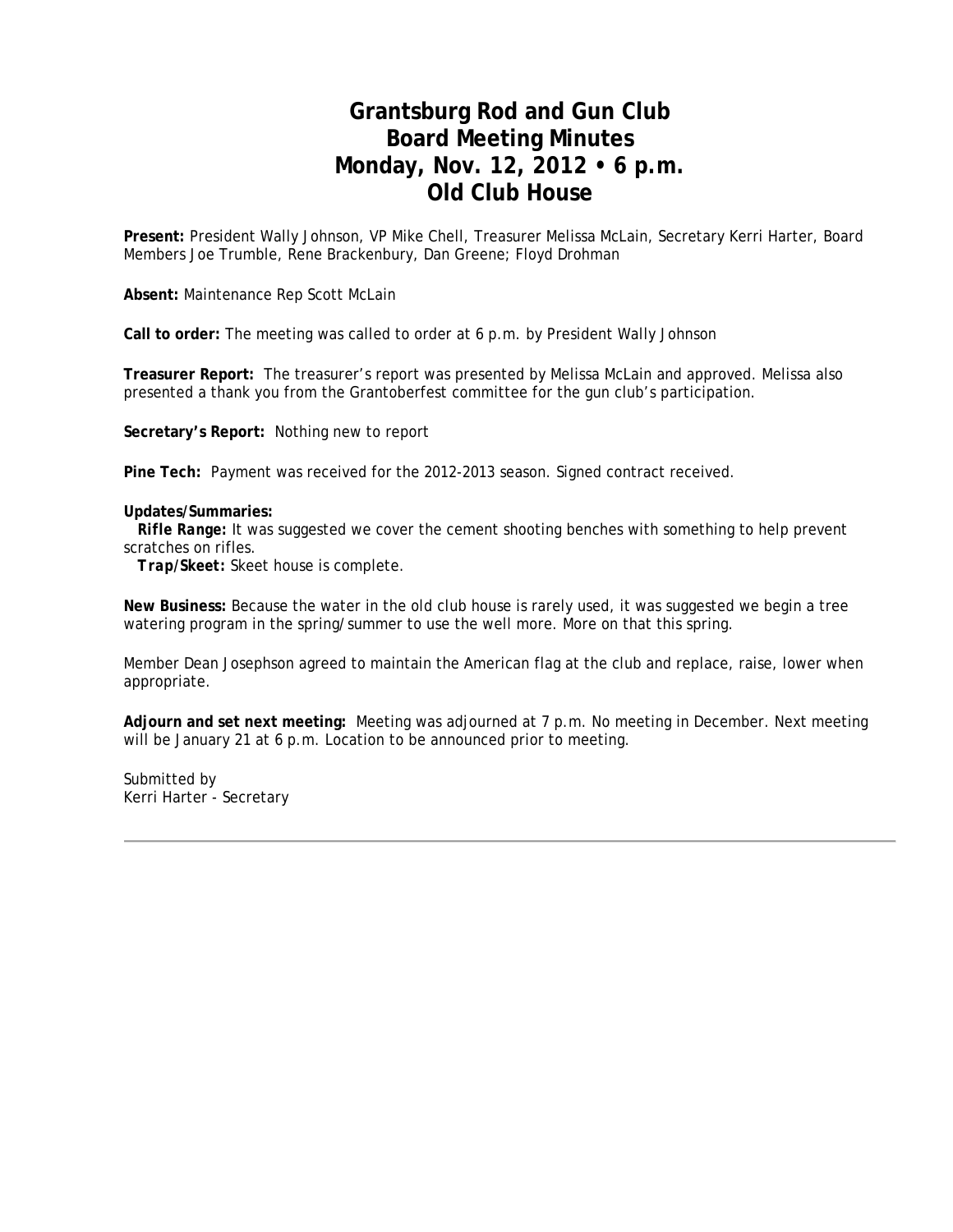# Grantsburg Rod and Gun Club
# Board Meeting Minutes
# Monday, Nov. 12, 2012 • 6 p.m.
# Old Club House

**Present:** President Wally Johnson, VP Mike Chell, Treasurer Melissa McLain, Secretary Kerri Harter, Board Members Joe Trumble, Rene Brackenbury, Dan Greene; Floyd Drohman

**Absent:** Maintenance Rep Scott McLain

**Call to order:** The meeting was called to order at 6 p.m. by President Wally Johnson

**Treasurer Report:** The treasurer's report was presented by Melissa McLain and approved. Melissa also presented a thank you from the Grantoberfest committee for the gun club's participation.

**Secretary's Report:** Nothing new to report

**Pine Tech:** Payment was received for the 2012-2013 season. Signed contract received.

**Updates/Summaries:**

***Rifle Range:*** It was suggested we cover the cement shooting benches with something to help prevent scratches on rifles.

***Trap/Skeet:*** Skeet house is complete.

**New Business:** Because the water in the old club house is rarely used, it was suggested we begin a tree watering program in the spring/summer to use the well more. More on that this spring.

Member Dean Josephson agreed to maintain the American flag at the club and replace, raise, lower when appropriate.

**Adjourn and set next meeting:** Meeting was adjourned at 7 p.m. No meeting in December. Next meeting will be January 21 at 6 p.m. Location to be announced prior to meeting.

Submitted by
Kerri Harter - Secretary

---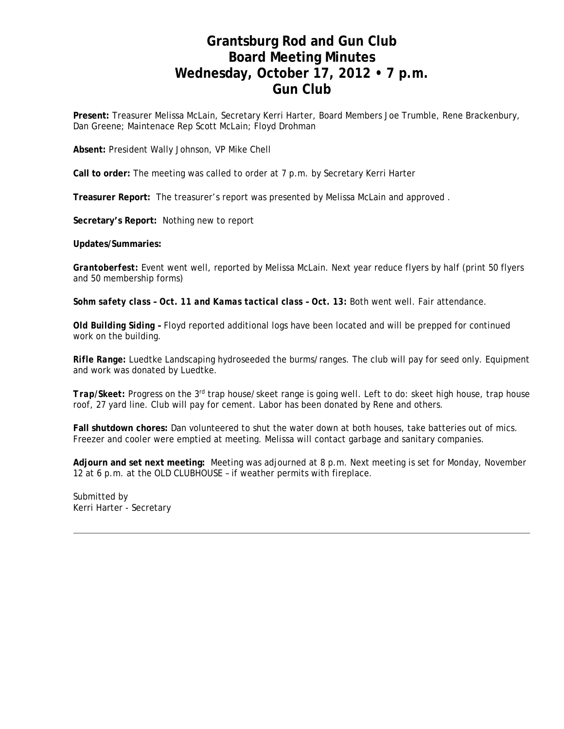# Grantsburg Rod and Gun Club
# Board Meeting Minutes
# Wednesday, October 17, 2012 • 7 p.m.
# Gun Club

**Present:** Treasurer Melissa McLain, Secretary Kerri Harter, Board Members Joe Trumble, Rene Brackenbury, Dan Greene; Maintenace Rep Scott McLain; Floyd Drohman

**Absent:** President Wally Johnson, VP Mike Chell

**Call to order:** The meeting was called to order at 7 p.m. by Secretary Kerri Harter

**Treasurer Report:** The treasurer's report was presented by Melissa McLain and approved .

**Secretary's Report:** Nothing new to report

**Updates/Summaries:**

***Grantoberfest:*** Event went well, reported by Melissa McLain. Next year reduce flyers by half (print 50 flyers and 50 membership forms)

***Sohm safety class – Oct. 11 and Kamas tactical class – Oct. 13:*** Both went well. Fair attendance.

***Old Building Siding –*** Floyd reported additional logs have been located and will be prepped for continued work on the building.

***Rifle Range:*** Luedtke Landscaping hydroseeded the burms/ranges. The club will pay for seed only. Equipment and work was donated by Luedtke.

***Trap/Skeet:*** Progress on the 3rd trap house/skeet range is going well. Left to do: skeet high house, trap house roof, 27 yard line. Club will pay for cement. Labor has been donated by Rene and others.

**Fall shutdown chores:** Dan volunteered to shut the water down at both houses, take batteries out of mics. Freezer and cooler were emptied at meeting. Melissa will contact garbage and sanitary companies.

**Adjourn and set next meeting:** Meeting was adjourned at 8 p.m. Next meeting is set for Monday, November 12 at 6 p.m. at the OLD CLUBHOUSE – if weather permits with fireplace.

Submitted by
Kerri Harter - Secretary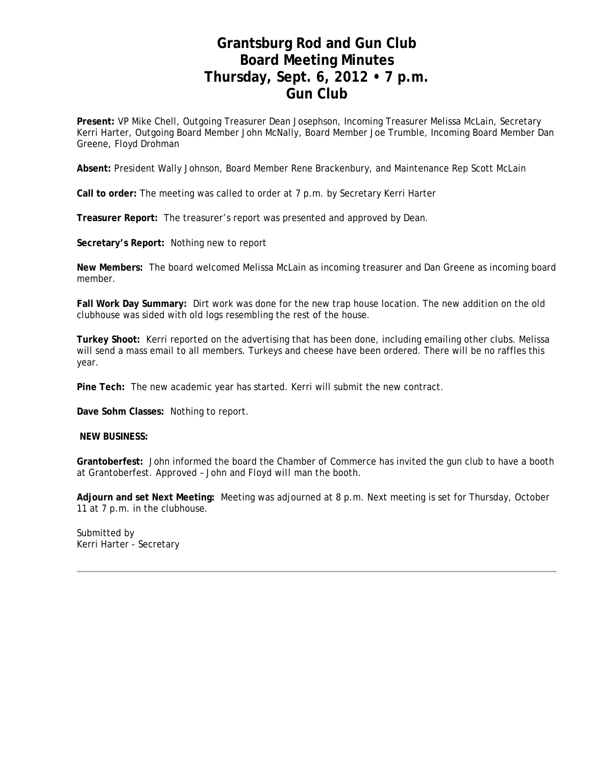# Grantsburg Rod and Gun Club
# Board Meeting Minutes
# Thursday, Sept. 6, 2012 • 7 p.m.
# Gun Club

**Present:** VP Mike Chell, Outgoing Treasurer Dean Josephson, Incoming Treasurer Melissa McLain, Secretary Kerri Harter, Outgoing Board Member John McNally, Board Member Joe Trumble, Incoming Board Member Dan Greene, Floyd Drohman

**Absent:** President Wally Johnson, Board Member Rene Brackenbury, and Maintenance Rep Scott McLain

**Call to order:** The meeting was called to order at 7 p.m. by Secretary Kerri Harter

**Treasurer Report:** The treasurer's report was presented and approved by Dean.

**Secretary's Report:** Nothing new to report

**New Members:** The board welcomed Melissa McLain as incoming treasurer and Dan Greene as incoming board member.

**Fall Work Day Summary:** Dirt work was done for the new trap house location. The new addition on the old clubhouse was sided with old logs resembling the rest of the house.

**Turkey Shoot:** Kerri reported on the advertising that has been done, including emailing other clubs. Melissa will send a mass email to all members. Turkeys and cheese have been ordered. There will be no raffles this year.

**Pine Tech:** The new academic year has started. Kerri will submit the new contract.

**Dave Sohm Classes:** Nothing to report.

**NEW BUSINESS:**

**Grantoberfest:** John informed the board the Chamber of Commerce has invited the gun club to have a booth at Grantoberfest. Approved – John and Floyd will man the booth.

**Adjourn and set Next Meeting:** Meeting was adjourned at 8 p.m. Next meeting is set for Thursday, October 11 at 7 p.m. in the clubhouse.

Submitted by
Kerri Harter - Secretary

---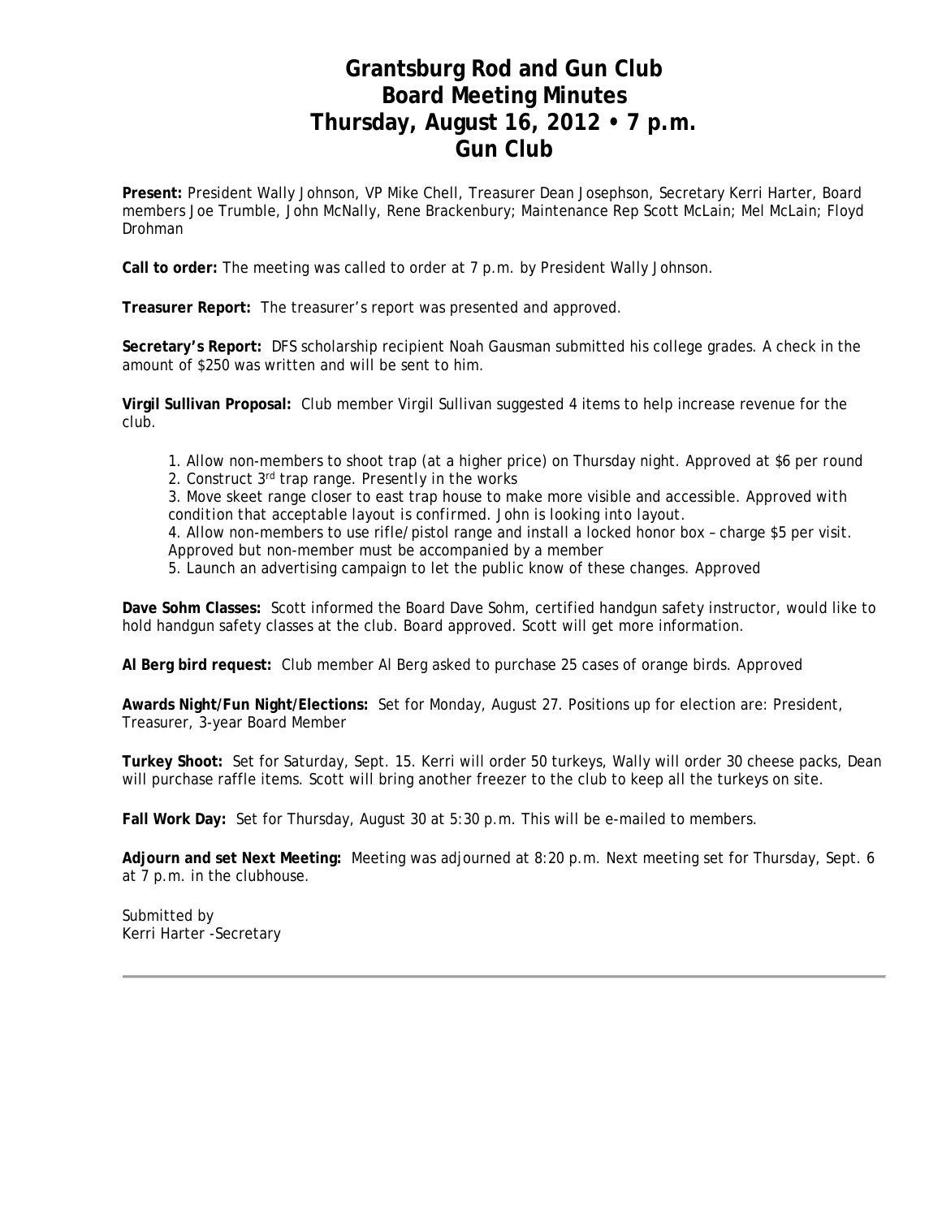# Grantsburg Rod and Gun Club
# Board Meeting Minutes
# Thursday, August 16, 2012 • 7 p.m.
# Gun Club

**Present:** President Wally Johnson, VP Mike Chell, Treasurer Dean Josephson, Secretary Kerri Harter, Board members Joe Trumble, John McNally, Rene Brackenbury; Maintenance Rep Scott McLain; Mel McLain; Floyd Drohman

**Call to order:** The meeting was called to order at 7 p.m. by President Wally Johnson.

**Treasurer Report:** The treasurer's report was presented and approved.

**Secretary's Report:** DFS scholarship recipient Noah Gausman submitted his college grades. A check in the amount of $250 was written and will be sent to him.

**Virgil Sullivan Proposal:** Club member Virgil Sullivan suggested 4 items to help increase revenue for the club.

1. Allow non-members to shoot trap (at a higher price) on Thursday night. Approved at $6 per round
2. Construct 3rd trap range. Presently in the works
3. Move skeet range closer to east trap house to make more visible and accessible. Approved with condition that acceptable layout is confirmed. John is looking into layout.
4. Allow non-members to use rifle/pistol range and install a locked honor box – charge $5 per visit. Approved but non-member must be accompanied by a member
5. Launch an advertising campaign to let the public know of these changes. Approved

**Dave Sohm Classes:** Scott informed the Board Dave Sohm, certified handgun safety instructor, would like to hold handgun safety classes at the club. Board approved. Scott will get more information.

**Al Berg bird request:** Club member Al Berg asked to purchase 25 cases of orange birds. Approved

**Awards Night/Fun Night/Elections:** Set for Monday, August 27. Positions up for election are: President, Treasurer, 3-year Board Member

**Turkey Shoot:** Set for Saturday, Sept. 15. Kerri will order 50 turkeys, Wally will order 30 cheese packs, Dean will purchase raffle items. Scott will bring another freezer to the club to keep all the turkeys on site.

**Fall Work Day:** Set for Thursday, August 30 at 5:30 p.m. This will be e-mailed to members.

**Adjourn and set Next Meeting:** Meeting was adjourned at 8:20 p.m. Next meeting set for Thursday, Sept. 6 at 7 p.m. in the clubhouse.

Submitted by
Kerri Harter -Secretary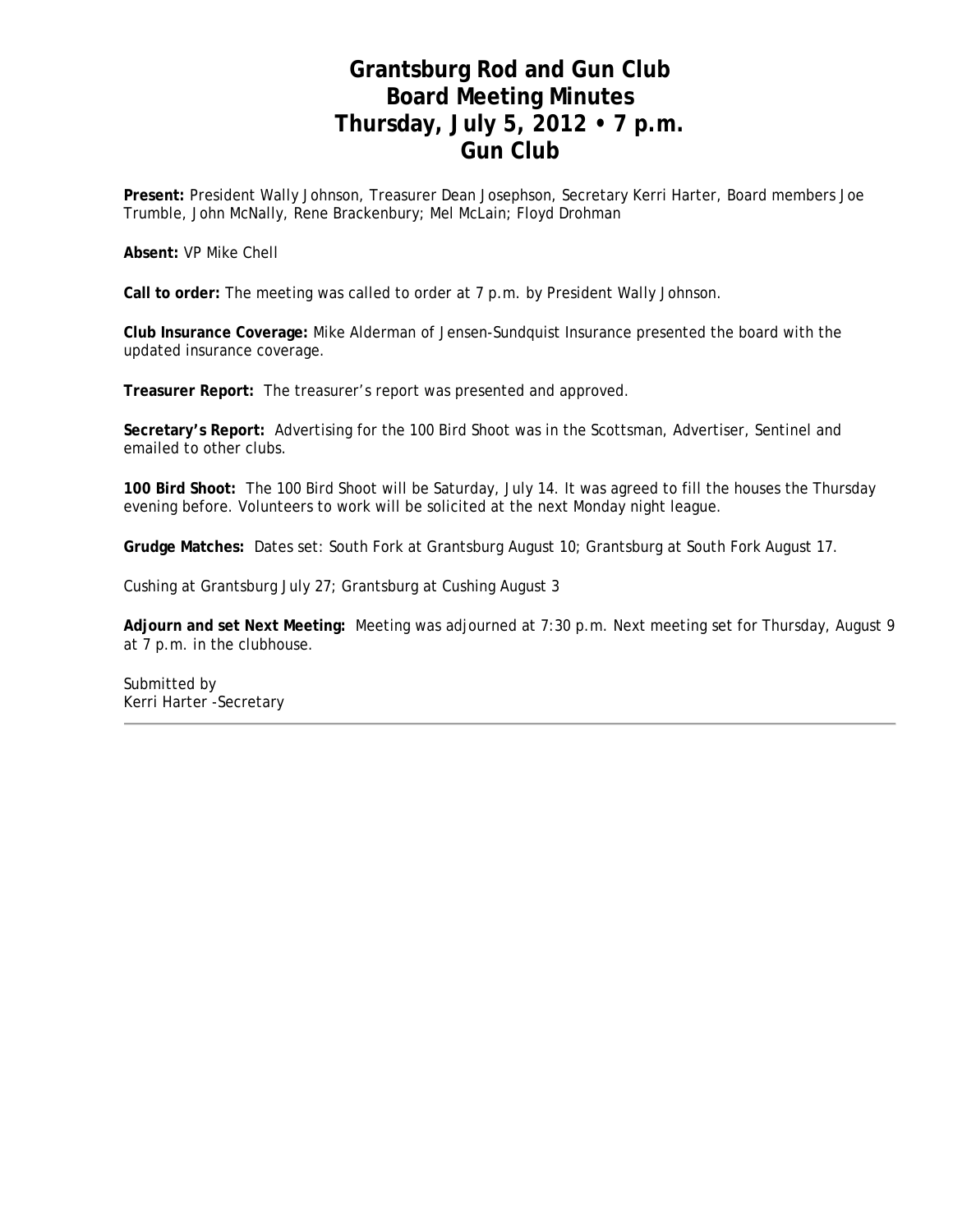# Grantsburg Rod and Gun Club
# Board Meeting Minutes
# Thursday, July 5, 2012 • 7 p.m.
# Gun Club

**Present:** President Wally Johnson, Treasurer Dean Josephson, Secretary Kerri Harter, Board members Joe Trumble, John McNally, Rene Brackenbury; Mel McLain; Floyd Drohman

**Absent:** VP Mike Chell

**Call to order:** The meeting was called to order at 7 p.m. by President Wally Johnson.

**Club Insurance Coverage:** Mike Alderman of Jensen-Sundquist Insurance presented the board with the updated insurance coverage.

**Treasurer Report:** The treasurer's report was presented and approved.

**Secretary's Report:** Advertising for the 100 Bird Shoot was in the Scottsman, Advertiser, Sentinel and emailed to other clubs.

**100 Bird Shoot:** The 100 Bird Shoot will be Saturday, July 14. It was agreed to fill the houses the Thursday evening before. Volunteers to work will be solicited at the next Monday night league.

**Grudge Matches:** Dates set: South Fork at Grantsburg August 10; Grantsburg at South Fork August 17.

Cushing at Grantsburg July 27; Grantsburg at Cushing August 3

**Adjourn and set Next Meeting:** Meeting was adjourned at 7:30 p.m. Next meeting set for Thursday, August 9 at 7 p.m. in the clubhouse.

Submitted by
Kerri Harter -Secretary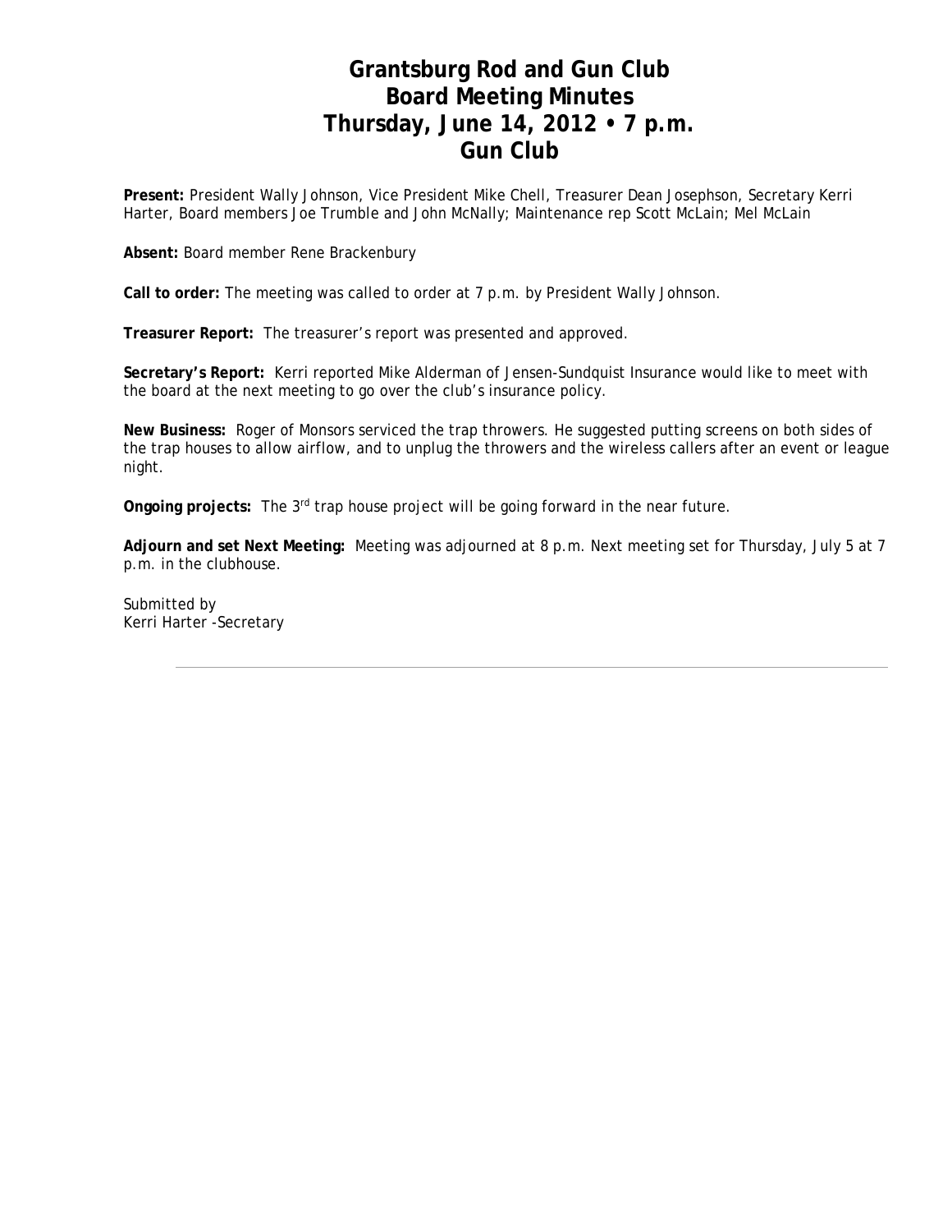# Grantsburg Rod and Gun Club
# Board Meeting Minutes
# Thursday, June 14, 2012 • 7 p.m.
# Gun Club

**Present:** President Wally Johnson, Vice President Mike Chell, Treasurer Dean Josephson, Secretary Kerri Harter, Board members Joe Trumble and John McNally; Maintenance rep Scott McLain; Mel McLain

**Absent:** Board member Rene Brackenbury

**Call to order:** The meeting was called to order at 7 p.m. by President Wally Johnson.

**Treasurer Report:** The treasurer's report was presented and approved.

**Secretary's Report:** Kerri reported Mike Alderman of Jensen-Sundquist Insurance would like to meet with the board at the next meeting to go over the club's insurance policy.

**New Business:** Roger of Monsors serviced the trap throwers. He suggested putting screens on both sides of the trap houses to allow airflow, and to unplug the throwers and the wireless callers after an event or league night.

**Ongoing projects:** The 3rd trap house project will be going forward in the near future.

**Adjourn and set Next Meeting:** Meeting was adjourned at 8 p.m. Next meeting set for Thursday, July 5 at 7 p.m. in the clubhouse.

Submitted by
Kerri Harter -Secretary

---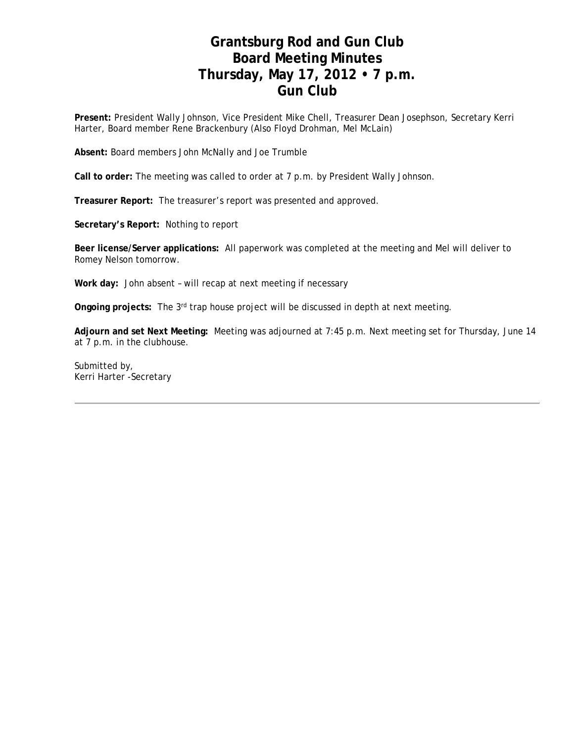# Grantsburg Rod and Gun Club
# Board Meeting Minutes
# Thursday, May 17, 2012 • 7 p.m.
# Gun Club

**Present:** President Wally Johnson, Vice President Mike Chell, Treasurer Dean Josephson, Secretary Kerri Harter, Board member Rene Brackenbury (Also Floyd Drohman, Mel McLain)

**Absent:** Board members John McNally and Joe Trumble

**Call to order:** The meeting was called to order at 7 p.m. by President Wally Johnson.

**Treasurer Report:** The treasurer's report was presented and approved.

**Secretary's Report:** Nothing to report

**Beer license/Server applications:** All paperwork was completed at the meeting and Mel will deliver to Romey Nelson tomorrow.

**Work day:** John absent – will recap at next meeting if necessary

**Ongoing projects:** The 3rd trap house project will be discussed in depth at next meeting.

**Adjourn and set Next Meeting:** Meeting was adjourned at 7:45 p.m. Next meeting set for Thursday, June 14 at 7 p.m. in the clubhouse.

Submitted by,
Kerri Harter -Secretary

---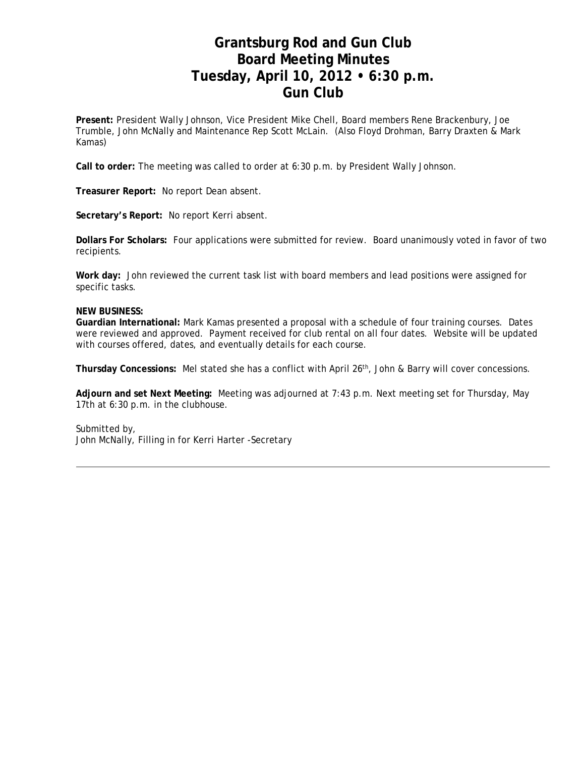# Grantsburg Rod and Gun Club
# Board Meeting Minutes
# Tuesday, April 10, 2012 • 6:30 p.m.
# Gun Club

**Present:** President Wally Johnson, Vice President Mike Chell, Board members Rene Brackenbury, Joe Trumble, John McNally and Maintenance Rep Scott McLain. (Also Floyd Drohman, Barry Draxten & Mark Kamas)

**Call to order:** The meeting was called to order at 6:30 p.m. by President Wally Johnson.

**Treasurer Report:** No report Dean absent.

**Secretary's Report:** No report Kerri absent.

**Dollars For Scholars:** Four applications were submitted for review. Board unanimously voted in favor of two recipients.

**Work day:** John reviewed the current task list with board members and lead positions were assigned for specific tasks.

**NEW BUSINESS:**

**Guardian International:** Mark Kamas presented a proposal with a schedule of four training courses. Dates were reviewed and approved. Payment received for club rental on all four dates. Website will be updated with courses offered, dates, and eventually details for each course.

**Thursday Concessions:** Mel stated she has a conflict with April 26th, John & Barry will cover concessions.

**Adjourn and set Next Meeting:** Meeting was adjourned at 7:43 p.m. Next meeting set for Thursday, May 17th at 6:30 p.m. in the clubhouse.

Submitted by,
John McNally, Filling in for Kerri Harter -Secretary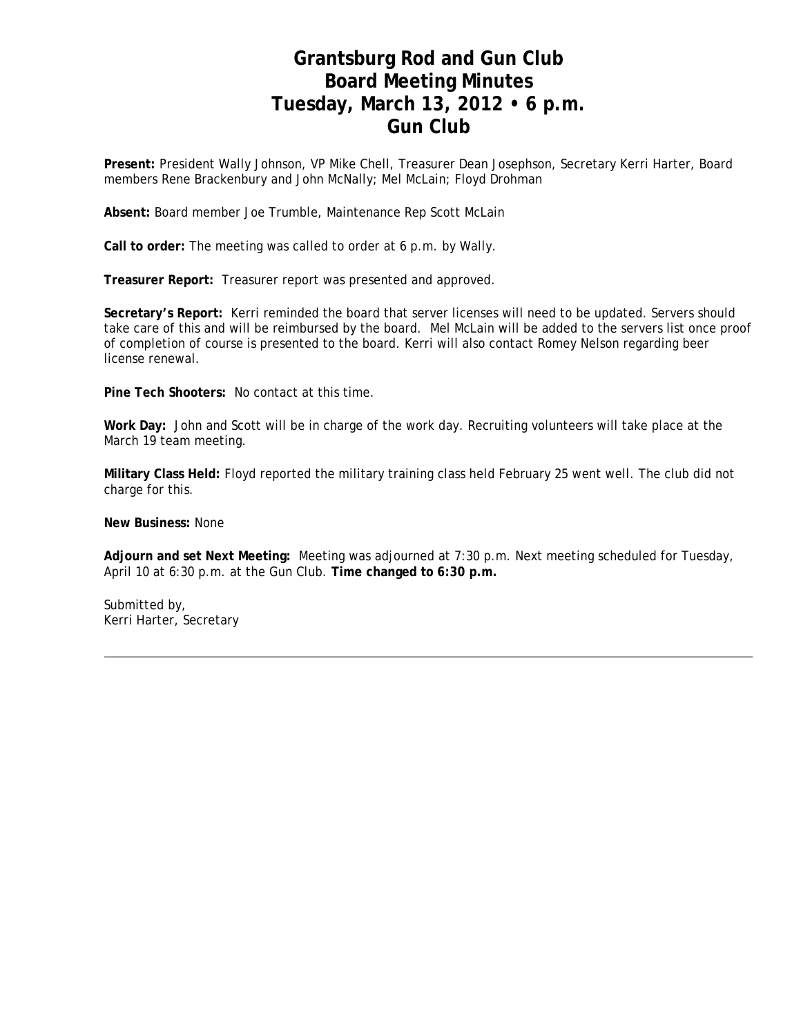# Grantsburg Rod and Gun Club
# Board Meeting Minutes
# Tuesday, March 13, 2012 • 6 p.m.
# Gun Club

**Present:** President Wally Johnson, VP Mike Chell, Treasurer Dean Josephson, Secretary Kerri Harter, Board members Rene Brackenbury and John McNally; Mel McLain; Floyd Drohman

**Absent:** Board member Joe Trumble, Maintenance Rep Scott McLain

**Call to order:** The meeting was called to order at 6 p.m. by Wally.

**Treasurer Report:** Treasurer report was presented and approved.

**Secretary's Report:** Kerri reminded the board that server licenses will need to be updated. Servers should take care of this and will be reimbursed by the board. Mel McLain will be added to the servers list once proof of completion of course is presented to the board. Kerri will also contact Romey Nelson regarding beer license renewal.

**Pine Tech Shooters:** No contact at this time.

**Work Day:** John and Scott will be in charge of the work day. Recruiting volunteers will take place at the March 19 team meeting.

**Military Class Held:** Floyd reported the military training class held February 25 went well. The club did not charge for this.

**New Business:** None

**Adjourn and set Next Meeting:** Meeting was adjourned at 7:30 p.m. Next meeting scheduled for Tuesday, April 10 at 6:30 p.m. at the Gun Club. **Time changed to 6:30 p.m.**

Submitted by,
Kerri Harter, Secretary

---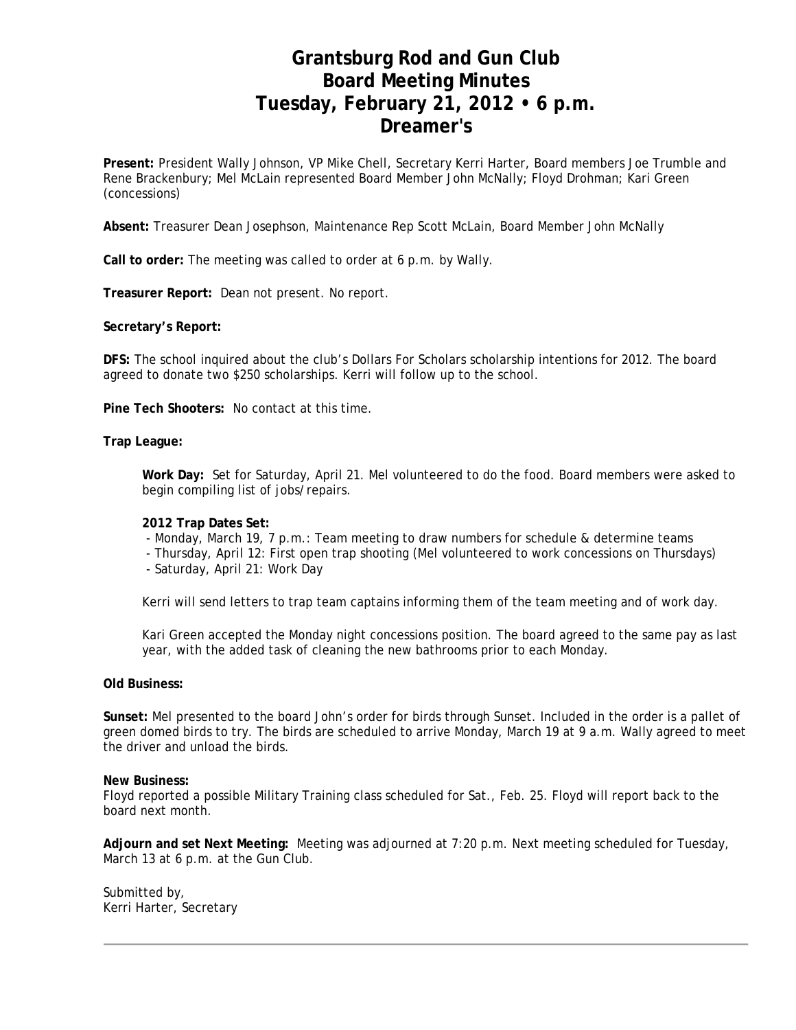# Grantsburg Rod and Gun Club
# Board Meeting Minutes
# Tuesday, February 21, 2012 • 6 p.m.
# Dreamer's

**Present:** President Wally Johnson, VP Mike Chell, Secretary Kerri Harter, Board members Joe Trumble and Rene Brackenbury; Mel McLain represented Board Member John McNally; Floyd Drohman; Kari Green (concessions)

**Absent:** Treasurer Dean Josephson, Maintenance Rep Scott McLain, Board Member John McNally

**Call to order:** The meeting was called to order at 6 p.m. by Wally.

**Treasurer Report:** Dean not present. No report.

**Secretary's Report:**

**DFS:** The school inquired about the club's Dollars For Scholars scholarship intentions for 2012. The board agreed to donate two $250 scholarships. Kerri will follow up to the school.

**Pine Tech Shooters:** No contact at this time.

**Trap League:**

> **Work Day:** Set for Saturday, April 21. Mel volunteered to do the food. Board members were asked to begin compiling list of jobs/repairs.
>
> **2012 Trap Dates Set:**
> - Monday, March 19, 7 p.m.: Team meeting to draw numbers for schedule & determine teams
> - Thursday, April 12: First open trap shooting (Mel volunteered to work concessions on Thursdays)
> - Saturday, April 21: Work Day
>
> Kerri will send letters to trap team captains informing them of the team meeting and of work day.
>
> Kari Green accepted the Monday night concessions position. The board agreed to the same pay as last year, with the added task of cleaning the new bathrooms prior to each Monday.

**Old Business:**

**Sunset:** Mel presented to the board John's order for birds through Sunset. Included in the order is a pallet of green domed birds to try. The birds are scheduled to arrive Monday, March 19 at 9 a.m. Wally agreed to meet the driver and unload the birds.

**New Business:**
Floyd reported a possible Military Training class scheduled for Sat., Feb. 25. Floyd will report back to the board next month.

**Adjourn and set Next Meeting:** Meeting was adjourned at 7:20 p.m. Next meeting scheduled for Tuesday, March 13 at 6 p.m. at the Gun Club.

Submitted by,
Kerri Harter, Secretary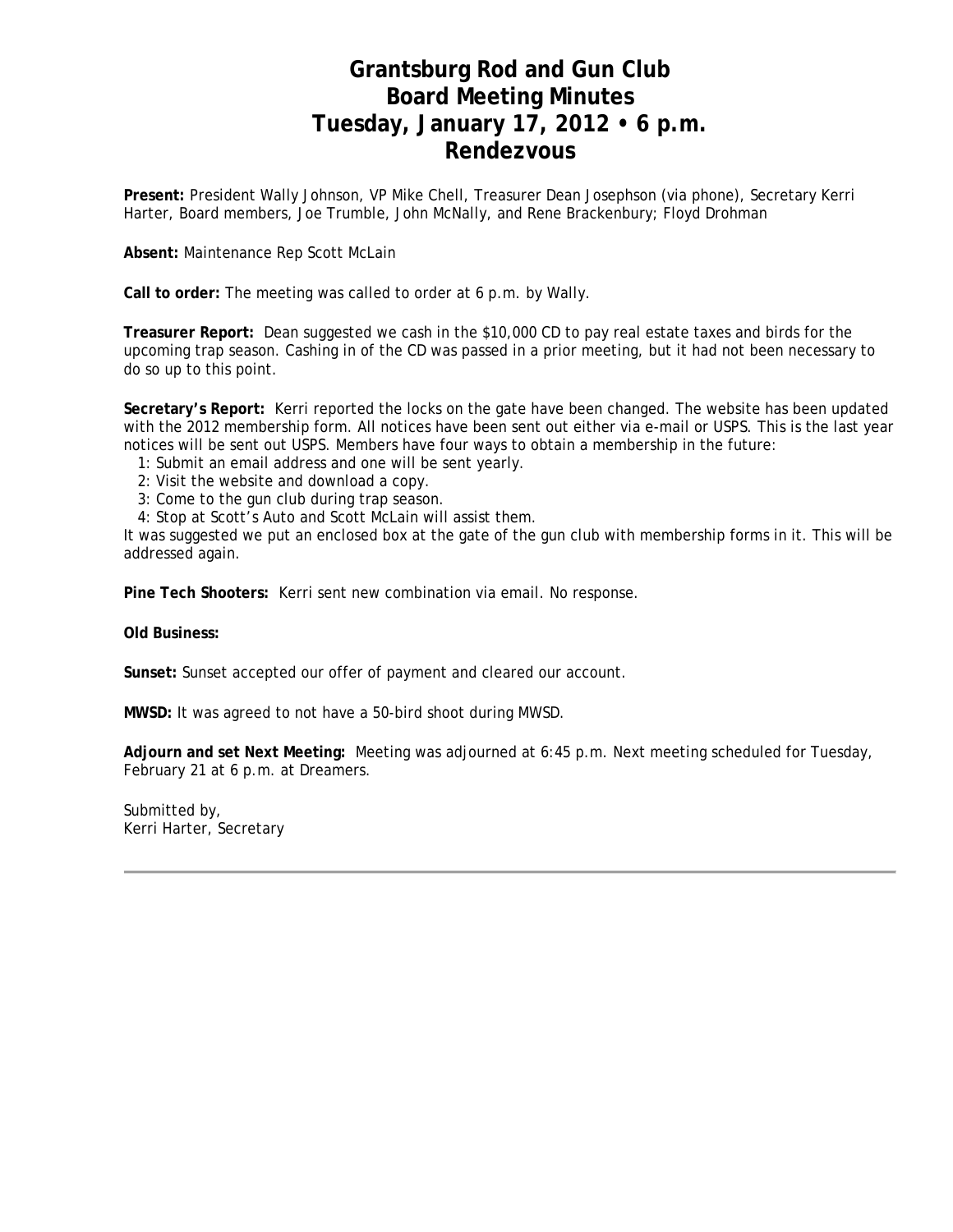# Grantsburg Rod and Gun Club
# Board Meeting Minutes
# Tuesday, January 17, 2012 • 6 p.m.
# Rendezvous

**Present:** President Wally Johnson, VP Mike Chell, Treasurer Dean Josephson (via phone), Secretary Kerri Harter, Board members, Joe Trumble, John McNally, and Rene Brackenbury; Floyd Drohman

**Absent:** Maintenance Rep Scott McLain

**Call to order:** The meeting was called to order at 6 p.m. by Wally.

**Treasurer Report:** Dean suggested we cash in the $10,000 CD to pay real estate taxes and birds for the upcoming trap season. Cashing in of the CD was passed in a prior meeting, but it had not been necessary to do so up to this point.

**Secretary's Report:** Kerri reported the locks on the gate have been changed. The website has been updated with the 2012 membership form. All notices have been sent out either via e-mail or USPS. This is the last year notices will be sent out USPS. Members have four ways to obtain a membership in the future:

1: Submit an email address and one will be sent yearly.
2: Visit the website and download a copy.
3: Come to the gun club during trap season.
4: Stop at Scott's Auto and Scott McLain will assist them.

It was suggested we put an enclosed box at the gate of the gun club with membership forms in it. This will be addressed again.

**Pine Tech Shooters:** Kerri sent new combination via email. No response.

**Old Business:**

**Sunset:** Sunset accepted our offer of payment and cleared our account.

**MWSD:** It was agreed to not have a 50-bird shoot during MWSD.

**Adjourn and set Next Meeting:** Meeting was adjourned at 6:45 p.m. Next meeting scheduled for Tuesday, February 21 at 6 p.m. at Dreamers.

Submitted by,
Kerri Harter, Secretary